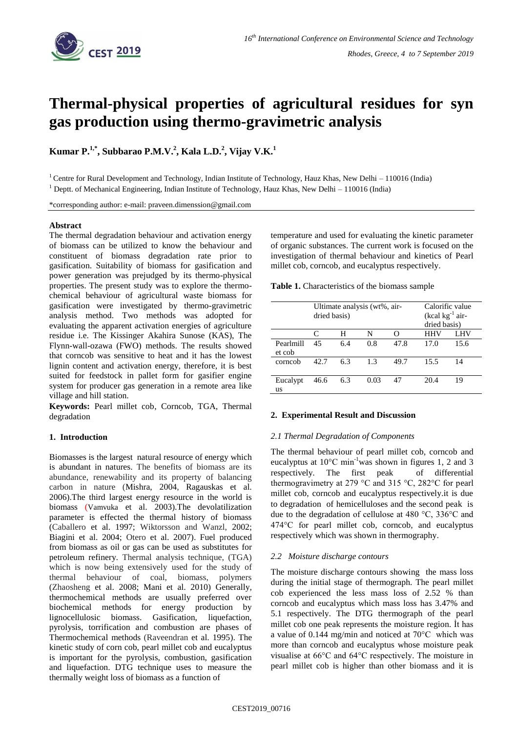# Thermal-physical properties of agricultural residues for syn gas production using thermo-gravimetric analysis

**Kumar P.[1,*], Subbarao P.M.V.[2], Kala L.D.[2], Vijay V.K.[1]**

[1] Centre for Rural Development and Technology, Indian Institute of Technology, Hauz Khas, New Delhi – 110016 (India)

[1] Deptt. of Mechanical Engineering, Indian Institute of Technology, Hauz Khas, New Delhi – 110016 (India)

*corresponding author: e-mail: praveen.dimenssion@gmail.com

### Abstract

The thermal degradation behaviour and activation energy of biomass can be utilized to know the behaviour and constituent of biomass degradation rate prior to gasification. Suitability of biomass for gasification and power generation was prejudged by its thermo-physical properties. The present study was to explore the thermo-chemical behaviour of agricultural waste biomass for gasification were investigated by thermo-gravimetric analysis method. Two methods was adopted for evaluating the apparent activation energies of agriculture residue i.e. The Kissinger Akahira Sunose (KAS), The Flynn-wall-ozawa (FWO) methods. The results showed that corncob was sensitive to heat and it has the lowest lignin content and activation energy, therefore, it is best suited for feedstock in pallet form for gasifier engine system for producer gas generation in a remote area like village and hill station.

**Keywords:** Pearl millet cob, Corncob, TGA, Thermal degradation

## 1. Introduction

Biomasses is the largest natural resource of energy which is abundant in natures. The benefits of biomass are its abundance, renewability and its property of balancing carbon in nature (Mishra, 2004, Ragauskas et al. 2006).The third largest energy resource in the world is biomass (Vamvuka et al. 2003).The devolatilization parameter is effected the thermal history of biomass (Caballero et al. 1997; Wiktorsson and Wanzl, 2002; Biagini et al. 2004; Otero et al. 2007). Fuel produced from biomass as oil or gas can be used as substitutes for petroleum refinery. Thermal analysis technique, (TGA) which is now being extensively used for the study of thermal behaviour of coal, biomass, polymers (Zhaosheng et al. 2008; Mani et al. 2010) Generally, thermochemical methods are usually preferred over biochemical methods for energy production by lignocellulosic biomass. Gasification, liquefaction, pyrolysis, torrification and combustion are phases of Thermochemical methods (Raveendran et al. 1995). The kinetic study of corn cob, pearl millet cob and eucalyptus is important for the pyrolysis, combustion, gasification and liquefaction. DTG technique uses to measure the thermally weight loss of biomass as a function of temperature and used for evaluating the kinetic parameter of organic substances. The current work is focused on the investigation of thermal behaviour and kinetics of Pearl millet cob, corncob, and eucalyptus respectively.

**Table 1.** Characteristics of the biomass sample

| | Ultimate analysis (wt%, air-dried basis) | | | | Calorific value (kcal $kg^{-1}$ air-dried basis) | |
|---|---|---|---|---|---|---|
| | C | H | N | O | HHV | LHV |
| Pearlmillet cob | 45 | 6.4 | 0.8 | 47.8 | 17.0 | 15.6 |
| corncob | 42.7 | 6.3 | 1.3 | 49.7 | 15.5 | 14 |
| Eucalyptus | 46.6 | 6.3 | 0.03 | 47 | 20.4 | 19 |

## 2. Experimental Result and Discussion

### *2.1 Thermal Degradation of Components*

The thermal behaviour of pearl millet cob, corncob and eucalyptus at 10°C $min^{-1}$was shown in figures 1, 2 and 3 respectively. The first peak of differential thermogravimetry at 279 °C and 315 °C, 282°C for pearl millet cob, corncob and eucalyptus respectively.it is due to degradation of hemicelluloses and the second peak is due to the degradation of cellulose at 480 °C, 336°C and 474°C for pearl millet cob, corncob, and eucalyptus respectively which was shown in thermography.

### *2.2 Moisture discharge contours*

The moisture discharge contours showing the mass loss during the initial stage of thermograph. The pearl millet cob experienced the less mass loss of 2.52 % than corncob and eucalyptus which mass loss has 3.47% and 5.1 respectively. The DTG thermograph of the pearl millet cob one peak represents the moisture region. İt has a value of 0.144 mg/min and noticed at 70°C which was more than corncob and eucalyptus whose moisture peak visualise at 66°C and 64°C respectively. The moisture in pearl millet cob is higher than other biomass and it is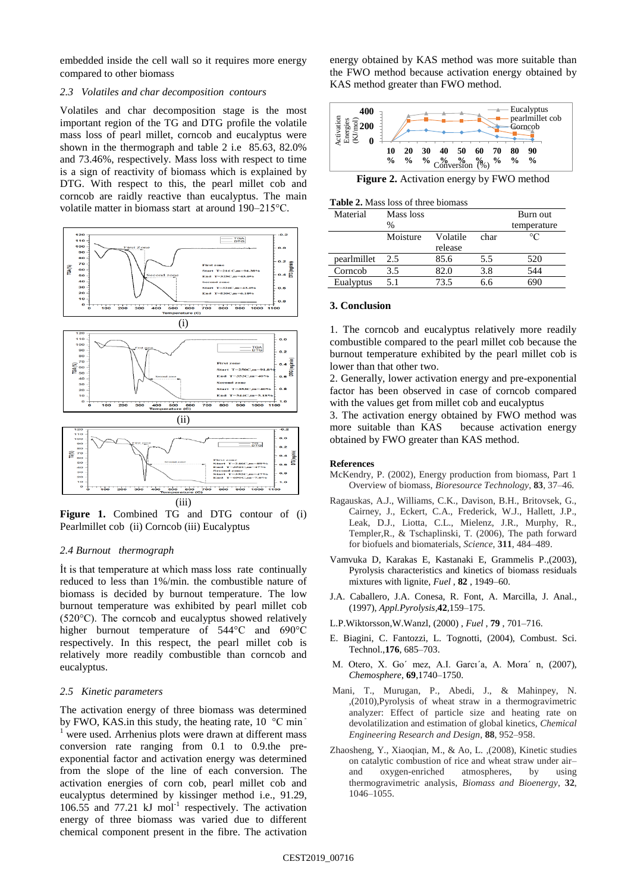embedded inside the cell wall so it requires more energy compared to other biomass

### 2.3 Volatiles and char decomposition contours

Volatiles and char decomposition stage is the most important region of the TG and DTG profile the volatile mass loss of pearl millet, corncob and eucalyptus were shown in the thermograph and table 2 i.e 85.63, 82.0% and 73.46%, respectively. Mass loss with respect to time is a sign of reactivity of biomass which is explained by DTG. With respect to this, the pearl millet cob and corncob are raidly reactive than eucalyptus. The main volatile matter in biomass start at around 190–215°C.

(i)

(ii)

(iii)

**Figure 1.** Combined TG and DTG contour of (i) Pearlmillet cob (ii) Corncob (iii) Eucalyptus

### 2.4 Burnout thermograph

İt is that temperature at which mass loss rate continually reduced to less than 1%/min. the combustible nature of biomass is decided by burnout temperature. The low burnout temperature was exhibited by pearl millet cob (520°C). The corncob and eucalyptus showed relatively higher burnout temperature of 544°C and 690°C respectively. In this respect, the pearl millet cob is relatively more readily combustible than corncob and eucalyptus.

### 2.5 Kinetic parameters

The activation energy of three biomass was determined by FWO, KAS.in this study, the heating rate, 10 °C $min^{-1}$ were used. Arrhenius plots were drawn at different mass conversion rate ranging from 0.1 to 0.9.the pre-exponential factor and activation energy was determined from the slope of the line of each conversion. The activation energies of corn cob, pearl millet cob and eucalyptus determined by kissinger method i.e., 91.29, 106.55 and 77.21 kJ $mol^{-1}$ respectively. The activation energy of three biomass was varied due to different chemical component present in the fibre. The activation energy obtained by KAS method was more suitable than the FWO method because activation energy obtained by KAS method greater than FWO method.

**Figure 2.** Activation energy by FWO method

**Table 2.** Mass loss of three biomass

| Material | Mass loss % | | | Burn out temperature |
|---|---|---|---|---|
| | Moisture | Volatile release | char | °C |
| pearlmillet | 2.5 | 85.6 | 5.5 | 520 |
| Corncob | 3.5 | 82.0 | 3.8 | 544 |
| Eualyptus | 5.1 | 73.5 | 6.6 | 690 |

## 3. Conclusion

1. The corncob and eucalyptus relatively more readily combustible compared to the pearl millet cob because the burnout temperature exhibited by the pearl millet cob is lower than that other two.
2. Generally, lower activation energy and pre-exponential factor has been observed in case of corncob compared with the values get from millet cob and eucalyptus
3. The activation energy obtained by FWO method was more suitable than KAS because activation energy obtained by FWO greater than KAS method.

## References

McKendry, P. (2002), Energy production from biomass, Part 1 Overview of biomass, *Bioresource Technology*, **83**, 37–46.

Ragauskas, A.J., Williams, C.K., Davison, B.H., Britovsek, G., Cairney, J., Eckert, C.A., Frederick, W.J., Hallett, J.P., Leak, D.J., Liotta, C.L., Mielenz, J.R., Murphy, R., Templer,R., & Tschaplinski, T. (2006), The path forward for biofuels and biomaterials, *Science*, **311**, 484–489.

Vamvuka D, Karakas E, Kastanaki E, Grammelis P.,(2003), Pyrolysis characteristics and kinetics of biomass residuals mixtures with lignite, *Fuel* , **82** , 1949–60.

J.A. Caballero, J.A. Conesa, R. Font, A. Marcilla, J. Anal., (1997), *Appl.Pyrolysis*,**42**,159–175.

L.P.Wiktorsson,W.Wanzl, (2000) , *Fuel* , **79** , 701–716.

E. Biagini, C. Fantozzi, L. Tognotti, (2004), Combust. Sci. Technol.,**176**, 685–703.

M. Otero, X. Go´ mez, A.I. Garcı´a, A. Mora´ n, (2007), *Chemosphere*, **69**,1740–1750.

Mani, T., Murugan, P., Abedi, J., & Mahinpey, N. ,(2010),Pyrolysis of wheat straw in a thermogravimetric analyzer: Effect of particle size and heating rate on devolatilization and estimation of global kinetics, *Chemical Engineering Research and Design*, **88**, 952–958.

Zhaosheng, Y., Xiaoqian, M., & Ao, L. ,(2008), Kinetic studies on catalytic combustion of rice and wheat straw under air– and oxygen-enriched atmospheres, by using thermogravimetric analysis, *Biomass and Bioenergy*, **32**, 1046–1055.